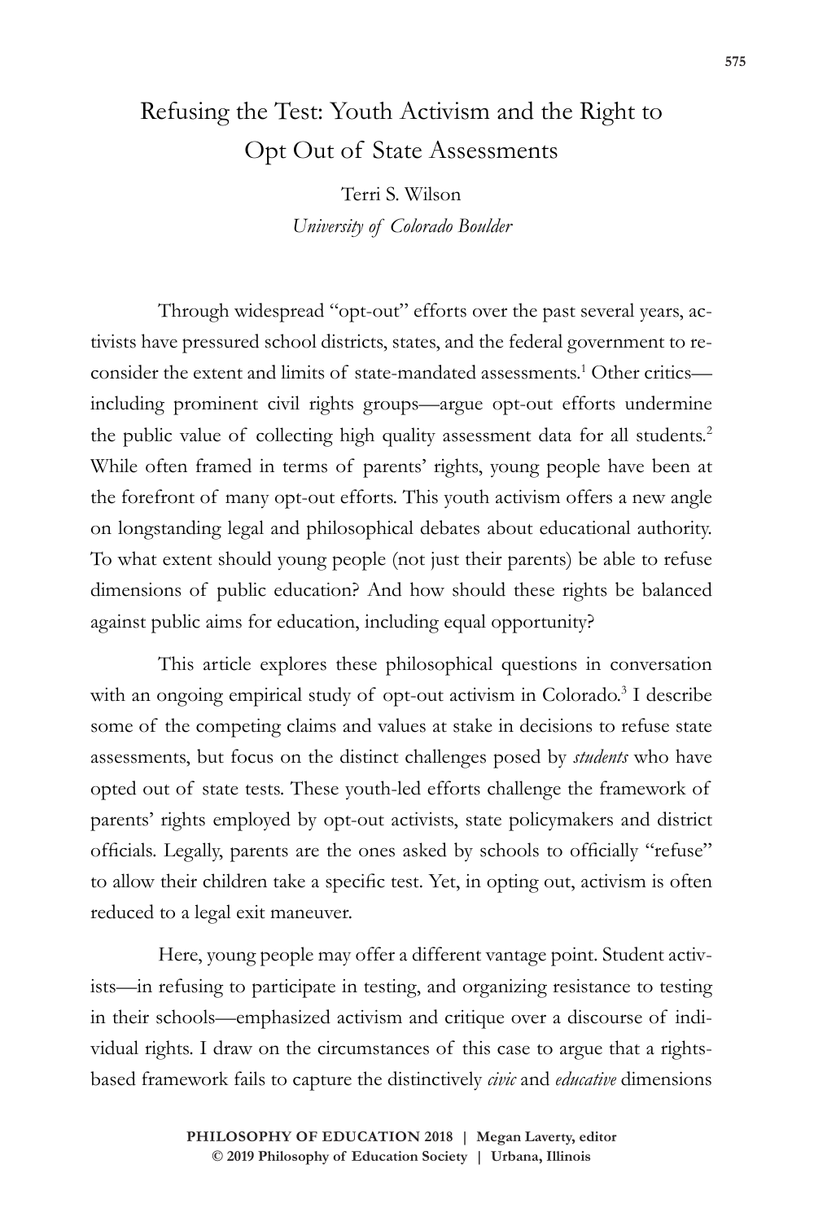# Refusing the Test: Youth Activism and the Right to Opt Out of State Assessments

Terri S. Wilson

*University of Colorado Boulder*

Through widespread "opt-out" efforts over the past several years, activists have pressured school districts, states, and the federal government to reconsider the extent and limits of state-mandated assessments.[1] Other critics—including prominent civil rights groups—argue opt-out efforts undermine the public value of collecting high quality assessment data for all students.[2] While often framed in terms of parents' rights, young people have been at the forefront of many opt-out efforts. This youth activism offers a new angle on longstanding legal and philosophical debates about educational authority. To what extent should young people (not just their parents) be able to refuse dimensions of public education? And how should these rights be balanced against public aims for education, including equal opportunity?

This article explores these philosophical questions in conversation with an ongoing empirical study of opt-out activism in Colorado.[3] I describe some of the competing claims and values at stake in decisions to refuse state assessments, but focus on the distinct challenges posed by *students* who have opted out of state tests. These youth-led efforts challenge the framework of parents' rights employed by opt-out activists, state policymakers and district officials. Legally, parents are the ones asked by schools to officially "refuse" to allow their children take a specific test. Yet, in opting out, activism is often reduced to a legal exit maneuver.

Here, young people may offer a different vantage point. Student activists—in refusing to participate in testing, and organizing resistance to testing in their schools—emphasized activism and critique over a discourse of individual rights. I draw on the circumstances of this case to argue that a rights-based framework fails to capture the distinctively *civic* and *educative* dimensions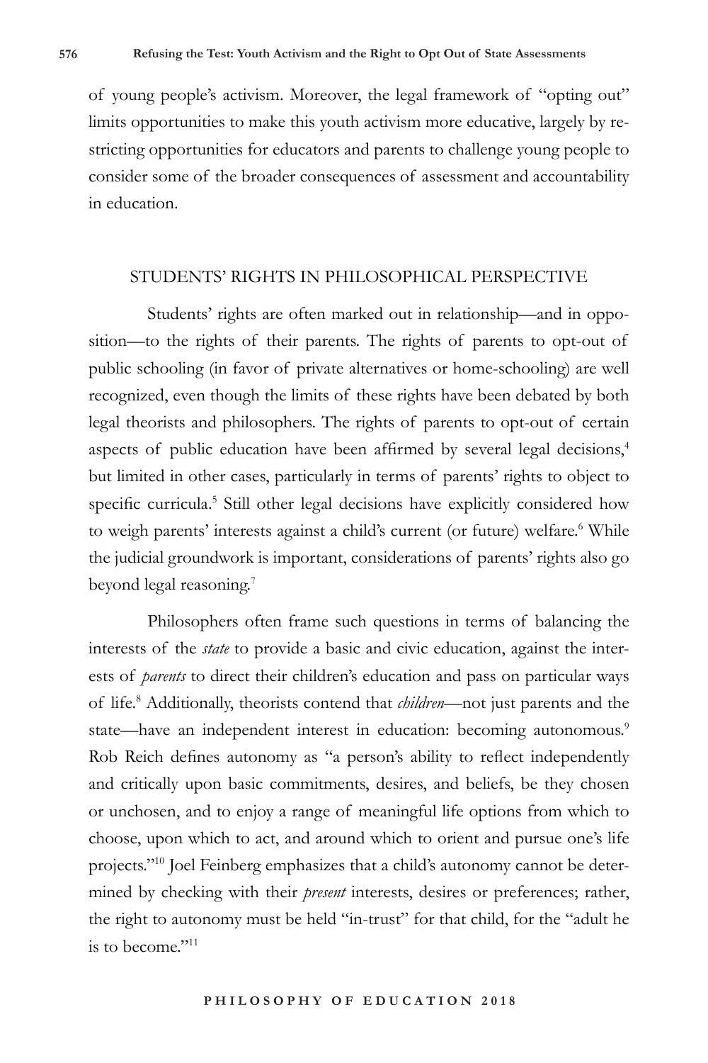of young people's activism. Moreover, the legal framework of "opting out" limits opportunities to make this youth activism more educative, largely by restricting opportunities for educators and parents to challenge young people to consider some of the broader consequences of assessment and accountability in education.

## STUDENTS' RIGHTS IN PHILOSOPHICAL PERSPECTIVE

Students' rights are often marked out in relationship—and in opposition—to the rights of their parents. The rights of parents to opt-out of public schooling (in favor of private alternatives or home-schooling) are well recognized, even though the limits of these rights have been debated by both legal theorists and philosophers. The rights of parents to opt-out of certain aspects of public education have been affirmed by several legal decisions,[4] but limited in other cases, particularly in terms of parents' rights to object to specific curricula.[5] Still other legal decisions have explicitly considered how to weigh parents' interests against a child's current (or future) welfare.[6] While the judicial groundwork is important, considerations of parents' rights also go beyond legal reasoning.[7]

Philosophers often frame such questions in terms of balancing the interests of the *state* to provide a basic and civic education, against the interests of *parents* to direct their children's education and pass on particular ways of life.[8] Additionally, theorists contend that *children*—not just parents and the state—have an independent interest in education: becoming autonomous.[9] Rob Reich defines autonomy as "a person's ability to reflect independently and critically upon basic commitments, desires, and beliefs, be they chosen or unchosen, and to enjoy a range of meaningful life options from which to choose, upon which to act, and around which to orient and pursue one's life projects."[10] Joel Feinberg emphasizes that a child's autonomy cannot be determined by checking with their *present* interests, desires or preferences; rather, the right to autonomy must be held "in-trust" for that child, for the "adult he is to become."[11]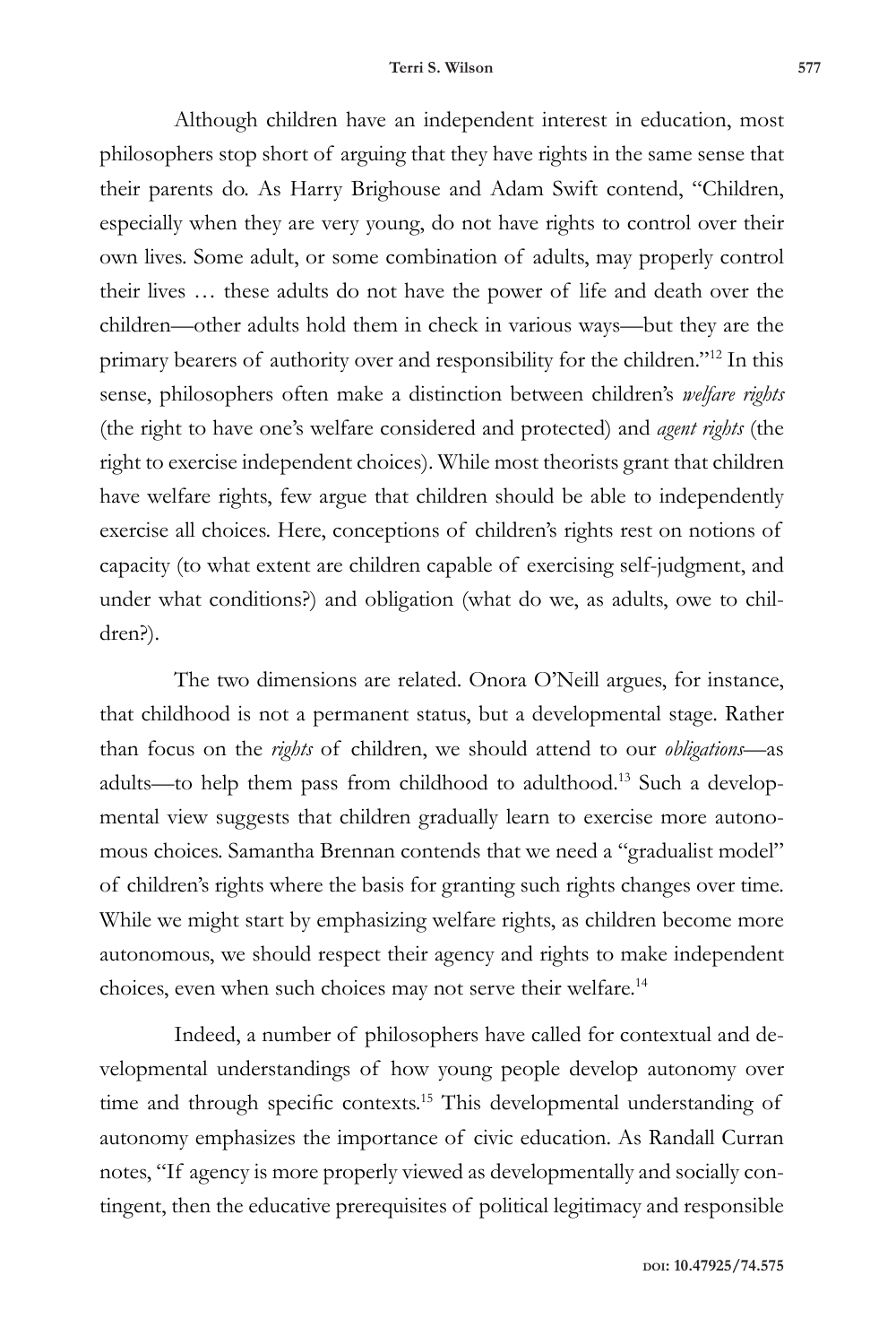Although children have an independent interest in education, most philosophers stop short of arguing that they have rights in the same sense that their parents do. As Harry Brighouse and Adam Swift contend, "Children, especially when they are very young, do not have rights to control over their own lives. Some adult, or some combination of adults, may properly control their lives … these adults do not have the power of life and death over the children—other adults hold them in check in various ways—but they are the primary bearers of authority over and responsibility for the children."[12] In this sense, philosophers often make a distinction between children's *welfare rights* (the right to have one's welfare considered and protected) and *agent rights* (the right to exercise independent choices). While most theorists grant that children have welfare rights, few argue that children should be able to independently exercise all choices. Here, conceptions of children's rights rest on notions of capacity (to what extent are children capable of exercising self-judgment, and under what conditions?) and obligation (what do we, as adults, owe to children?).

The two dimensions are related. Onora O'Neill argues, for instance, that childhood is not a permanent status, but a developmental stage. Rather than focus on the *rights* of children, we should attend to our *obligations*—as adults—to help them pass from childhood to adulthood.[13] Such a developmental view suggests that children gradually learn to exercise more autonomous choices. Samantha Brennan contends that we need a "gradualist model" of children's rights where the basis for granting such rights changes over time. While we might start by emphasizing welfare rights, as children become more autonomous, we should respect their agency and rights to make independent choices, even when such choices may not serve their welfare.[14]

Indeed, a number of philosophers have called for contextual and developmental understandings of how young people develop autonomy over time and through specific contexts.[15] This developmental understanding of autonomy emphasizes the importance of civic education. As Randall Curran notes, "If agency is more properly viewed as developmentally and socially contingent, then the educative prerequisites of political legitimacy and responsible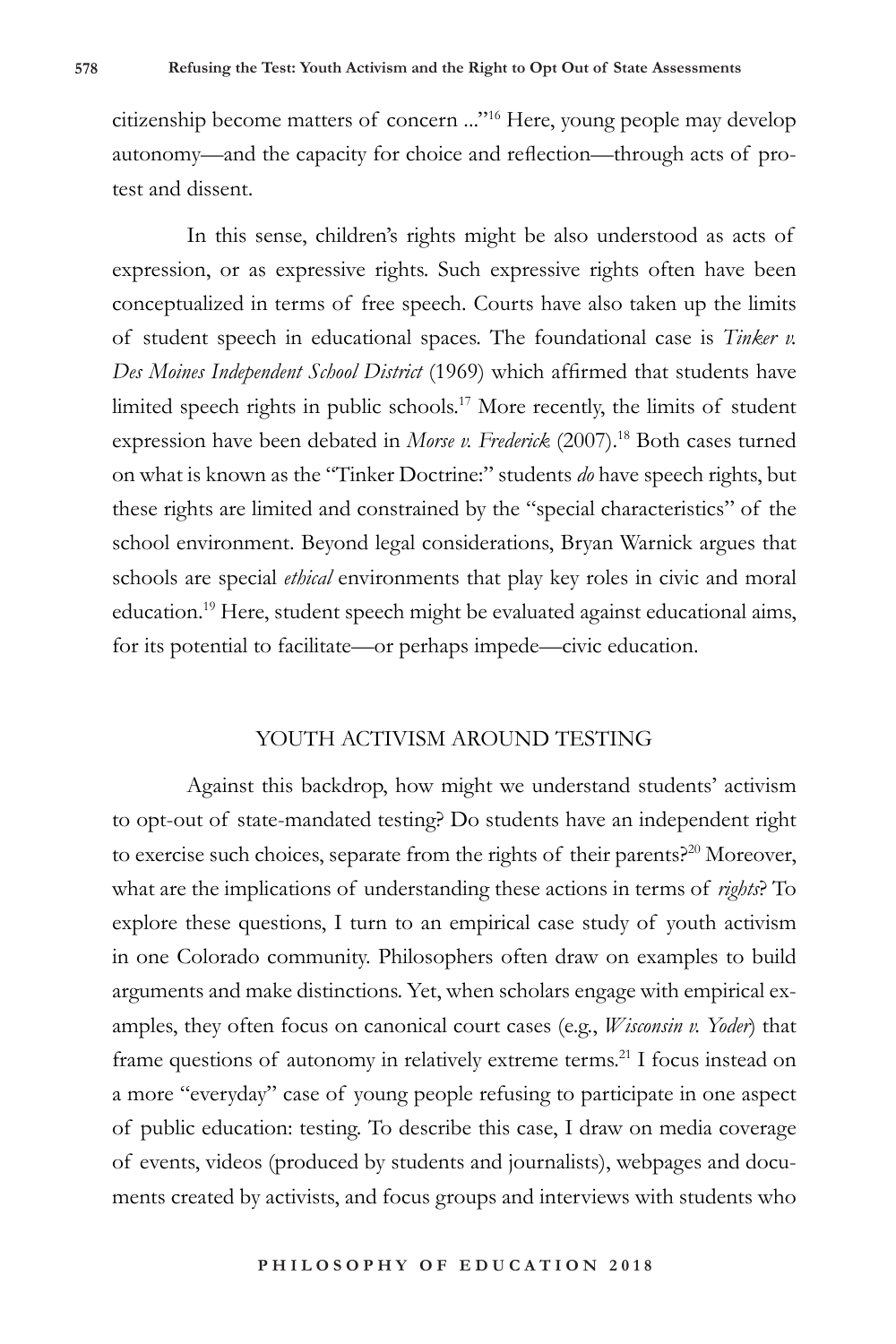citizenship become matters of concern ..."[16] Here, young people may develop autonomy—and the capacity for choice and reflection—through acts of protest and dissent.

In this sense, children's rights might be also understood as acts of expression, or as expressive rights. Such expressive rights often have been conceptualized in terms of free speech. Courts have also taken up the limits of student speech in educational spaces. The foundational case is *Tinker v. Des Moines Independent School District* (1969) which affirmed that students have limited speech rights in public schools.[17] More recently, the limits of student expression have been debated in *Morse v. Frederick* (2007).[18] Both cases turned on what is known as the "Tinker Doctrine:" students *do* have speech rights, but these rights are limited and constrained by the "special characteristics" of the school environment. Beyond legal considerations, Bryan Warnick argues that schools are special *ethical* environments that play key roles in civic and moral education.[19] Here, student speech might be evaluated against educational aims, for its potential to facilitate—or perhaps impede—civic education.

## YOUTH ACTIVISM AROUND TESTING

Against this backdrop, how might we understand students' activism to opt-out of state-mandated testing? Do students have an independent right to exercise such choices, separate from the rights of their parents?[20] Moreover, what are the implications of understanding these actions in terms of *rights*? To explore these questions, I turn to an empirical case study of youth activism in one Colorado community. Philosophers often draw on examples to build arguments and make distinctions. Yet, when scholars engage with empirical examples, they often focus on canonical court cases (e.g., *Wisconsin v. Yoder*) that frame questions of autonomy in relatively extreme terms.[21] I focus instead on a more "everyday" case of young people refusing to participate in one aspect of public education: testing. To describe this case, I draw on media coverage of events, videos (produced by students and journalists), webpages and documents created by activists, and focus groups and interviews with students who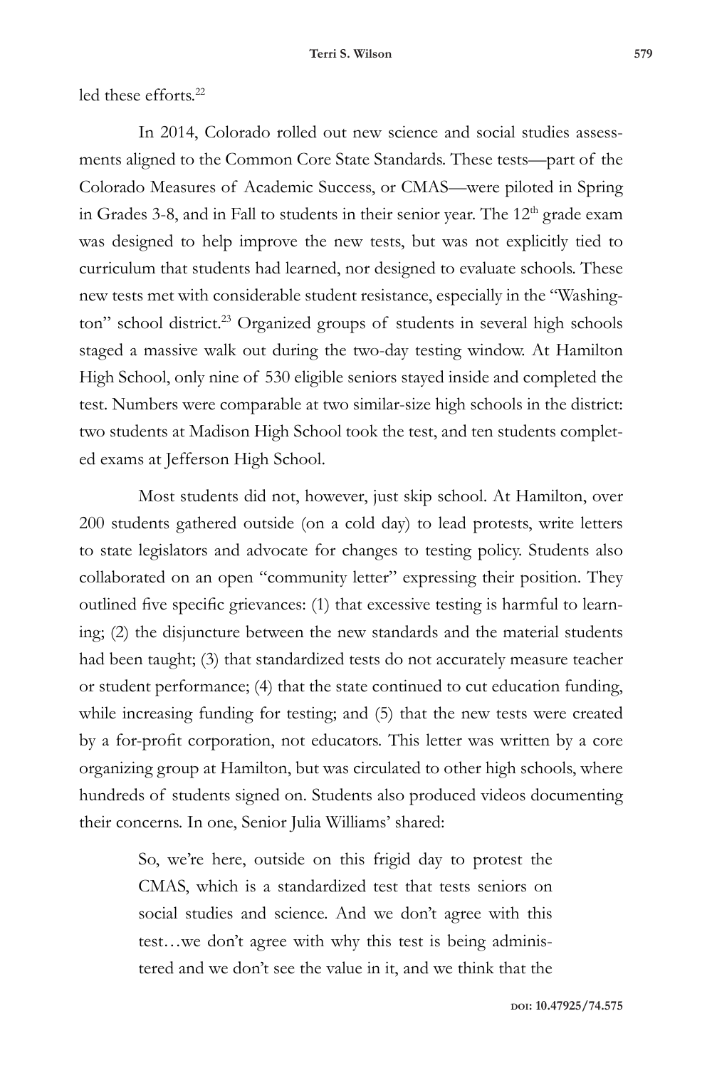led these efforts.[22]

In 2014, Colorado rolled out new science and social studies assessments aligned to the Common Core State Standards. These tests—part of the Colorado Measures of Academic Success, or CMAS—were piloted in Spring in Grades 3-8, and in Fall to students in their senior year. The 12th grade exam was designed to help improve the new tests, but was not explicitly tied to curriculum that students had learned, nor designed to evaluate schools. These new tests met with considerable student resistance, especially in the "Washington" school district.[23] Organized groups of students in several high schools staged a massive walk out during the two-day testing window. At Hamilton High School, only nine of 530 eligible seniors stayed inside and completed the test. Numbers were comparable at two similar-size high schools in the district: two students at Madison High School took the test, and ten students completed exams at Jefferson High School.

Most students did not, however, just skip school. At Hamilton, over 200 students gathered outside (on a cold day) to lead protests, write letters to state legislators and advocate for changes to testing policy. Students also collaborated on an open "community letter" expressing their position. They outlined five specific grievances: (1) that excessive testing is harmful to learning; (2) the disjuncture between the new standards and the material students had been taught; (3) that standardized tests do not accurately measure teacher or student performance; (4) that the state continued to cut education funding, while increasing funding for testing; and (5) that the new tests were created by a for-profit corporation, not educators. This letter was written by a core organizing group at Hamilton, but was circulated to other high schools, where hundreds of students signed on. Students also produced videos documenting their concerns. In one, Senior Julia Williams' shared:

> So, we're here, outside on this frigid day to protest the CMAS, which is a standardized test that tests seniors on social studies and science. And we don't agree with this test…we don't agree with why this test is being administered and we don't see the value in it, and we think that the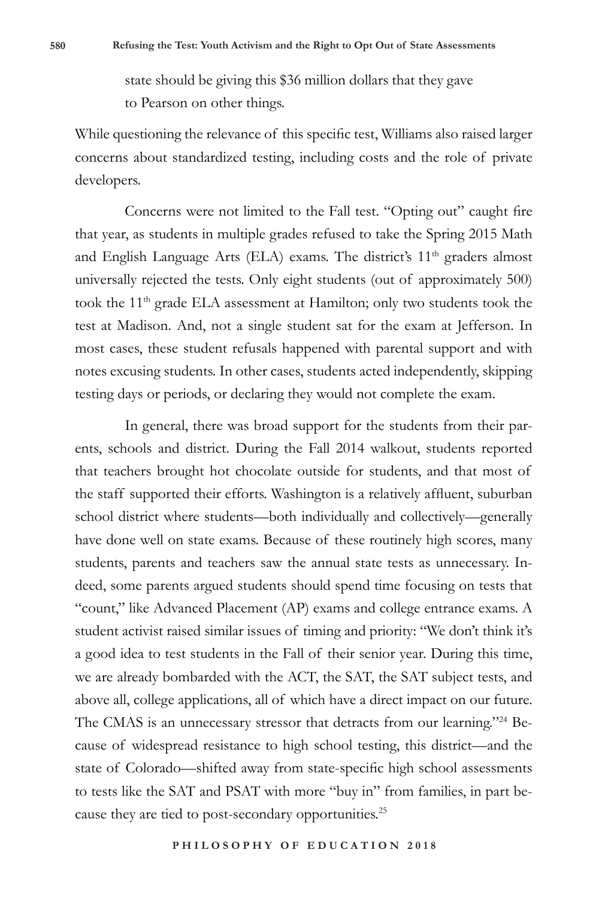state should be giving this $36 million dollars that they gave to Pearson on other things.

While questioning the relevance of this specific test, Williams also raised larger concerns about standardized testing, including costs and the role of private developers.

Concerns were not limited to the Fall test. "Opting out" caught fire that year, as students in multiple grades refused to take the Spring 2015 Math and English Language Arts (ELA) exams. The district's 11th graders almost universally rejected the tests. Only eight students (out of approximately 500) took the 11th grade ELA assessment at Hamilton; only two students took the test at Madison. And, not a single student sat for the exam at Jefferson. In most cases, these student refusals happened with parental support and with notes excusing students. In other cases, students acted independently, skipping testing days or periods, or declaring they would not complete the exam.

In general, there was broad support for the students from their parents, schools and district. During the Fall 2014 walkout, students reported that teachers brought hot chocolate outside for students, and that most of the staff supported their efforts. Washington is a relatively affluent, suburban school district where students—both individually and collectively—generally have done well on state exams. Because of these routinely high scores, many students, parents and teachers saw the annual state tests as unnecessary. Indeed, some parents argued students should spend time focusing on tests that "count," like Advanced Placement (AP) exams and college entrance exams. A student activist raised similar issues of timing and priority: "We don't think it's a good idea to test students in the Fall of their senior year. During this time, we are already bombarded with the ACT, the SAT, the SAT subject tests, and above all, college applications, all of which have a direct impact on our future. The CMAS is an unnecessary stressor that detracts from our learning."[24] Because of widespread resistance to high school testing, this district—and the state of Colorado—shifted away from state-specific high school assessments to tests like the SAT and PSAT with more "buy in" from families, in part because they are tied to post-secondary opportunities.[25]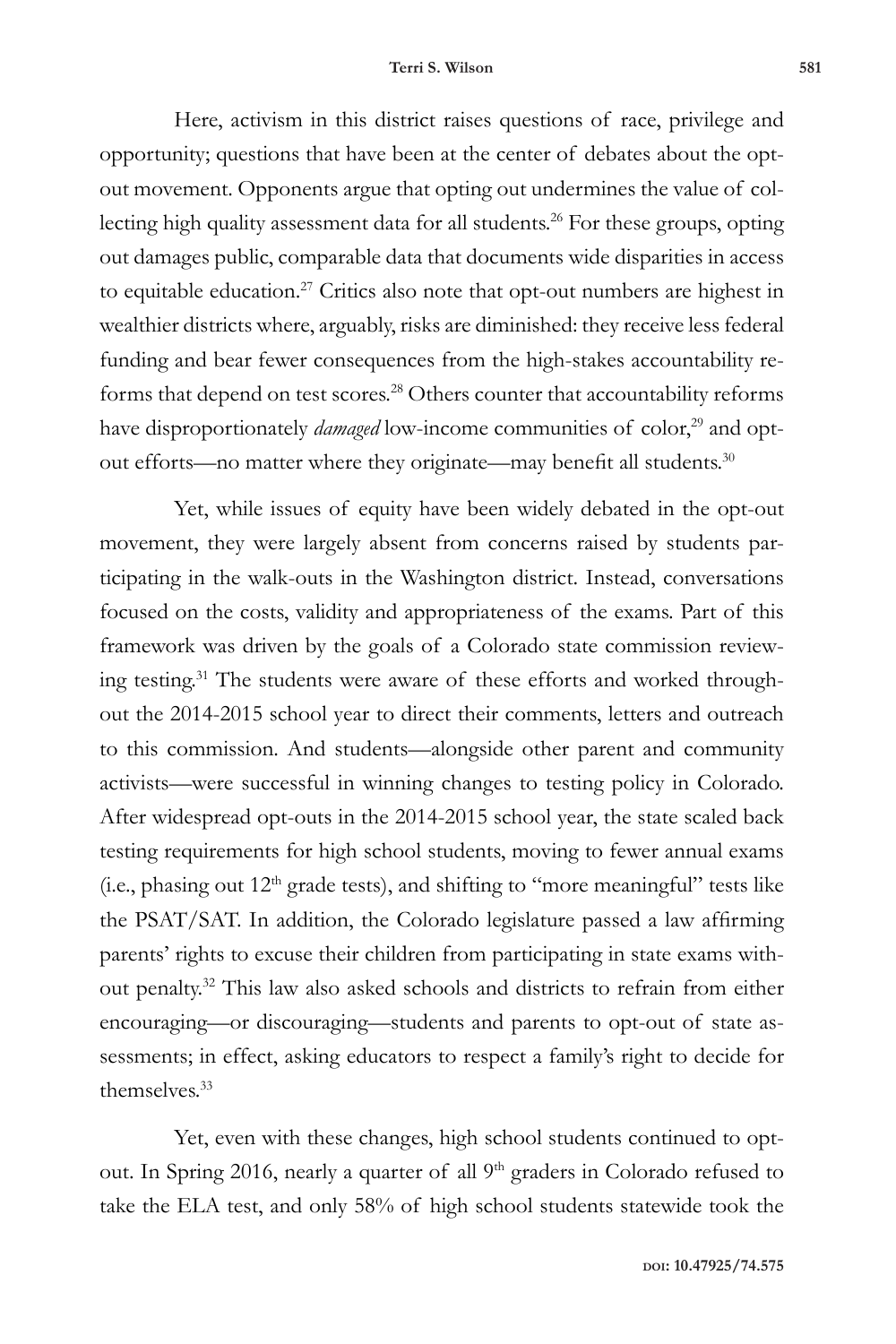Here, activism in this district raises questions of race, privilege and opportunity; questions that have been at the center of debates about the opt-out movement. Opponents argue that opting out undermines the value of collecting high quality assessment data for all students.[26] For these groups, opting out damages public, comparable data that documents wide disparities in access to equitable education.[27] Critics also note that opt-out numbers are highest in wealthier districts where, arguably, risks are diminished: they receive less federal funding and bear fewer consequences from the high-stakes accountability reforms that depend on test scores.[28] Others counter that accountability reforms have disproportionately *damaged* low-income communities of color,[29] and opt-out efforts—no matter where they originate—may benefit all students.[30]

Yet, while issues of equity have been widely debated in the opt-out movement, they were largely absent from concerns raised by students participating in the walk-outs in the Washington district. Instead, conversations focused on the costs, validity and appropriateness of the exams. Part of this framework was driven by the goals of a Colorado state commission reviewing testing.[31] The students were aware of these efforts and worked throughout the 2014-2015 school year to direct their comments, letters and outreach to this commission. And students—alongside other parent and community activists—were successful in winning changes to testing policy in Colorado. After widespread opt-outs in the 2014-2015 school year, the state scaled back testing requirements for high school students, moving to fewer annual exams (i.e., phasing out 12th grade tests), and shifting to "more meaningful" tests like the PSAT/SAT. In addition, the Colorado legislature passed a law affirming parents' rights to excuse their children from participating in state exams without penalty.[32] This law also asked schools and districts to refrain from either encouraging—or discouraging—students and parents to opt-out of state assessments; in effect, asking educators to respect a family's right to decide for themselves.[33]

Yet, even with these changes, high school students continued to opt-out. In Spring 2016, nearly a quarter of all 9th graders in Colorado refused to take the ELA test, and only 58% of high school students statewide took the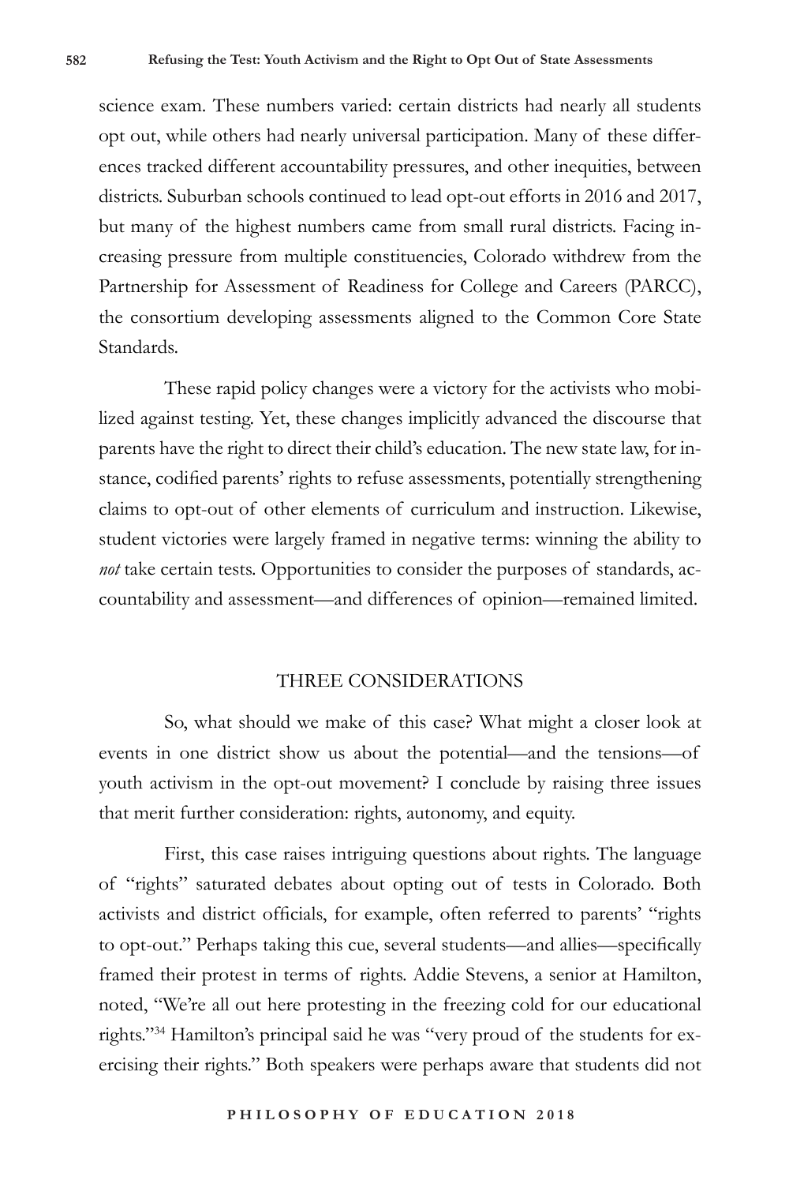science exam. These numbers varied: certain districts had nearly all students opt out, while others had nearly universal participation. Many of these differences tracked different accountability pressures, and other inequities, between districts. Suburban schools continued to lead opt-out efforts in 2016 and 2017, but many of the highest numbers came from small rural districts. Facing increasing pressure from multiple constituencies, Colorado withdrew from the Partnership for Assessment of Readiness for College and Careers (PARCC), the consortium developing assessments aligned to the Common Core State Standards.

These rapid policy changes were a victory for the activists who mobilized against testing. Yet, these changes implicitly advanced the discourse that parents have the right to direct their child's education. The new state law, for instance, codified parents' rights to refuse assessments, potentially strengthening claims to opt-out of other elements of curriculum and instruction. Likewise, student victories were largely framed in negative terms: winning the ability to *not* take certain tests. Opportunities to consider the purposes of standards, accountability and assessment—and differences of opinion—remained limited.

## THREE CONSIDERATIONS

So, what should we make of this case? What might a closer look at events in one district show us about the potential—and the tensions—of youth activism in the opt-out movement? I conclude by raising three issues that merit further consideration: rights, autonomy, and equity.

First, this case raises intriguing questions about rights. The language of "rights" saturated debates about opting out of tests in Colorado. Both activists and district officials, for example, often referred to parents' "rights to opt-out." Perhaps taking this cue, several students—and allies—specifically framed their protest in terms of rights. Addie Stevens, a senior at Hamilton, noted, "We're all out here protesting in the freezing cold for our educational rights."[34] Hamilton's principal said he was "very proud of the students for exercising their rights." Both speakers were perhaps aware that students did not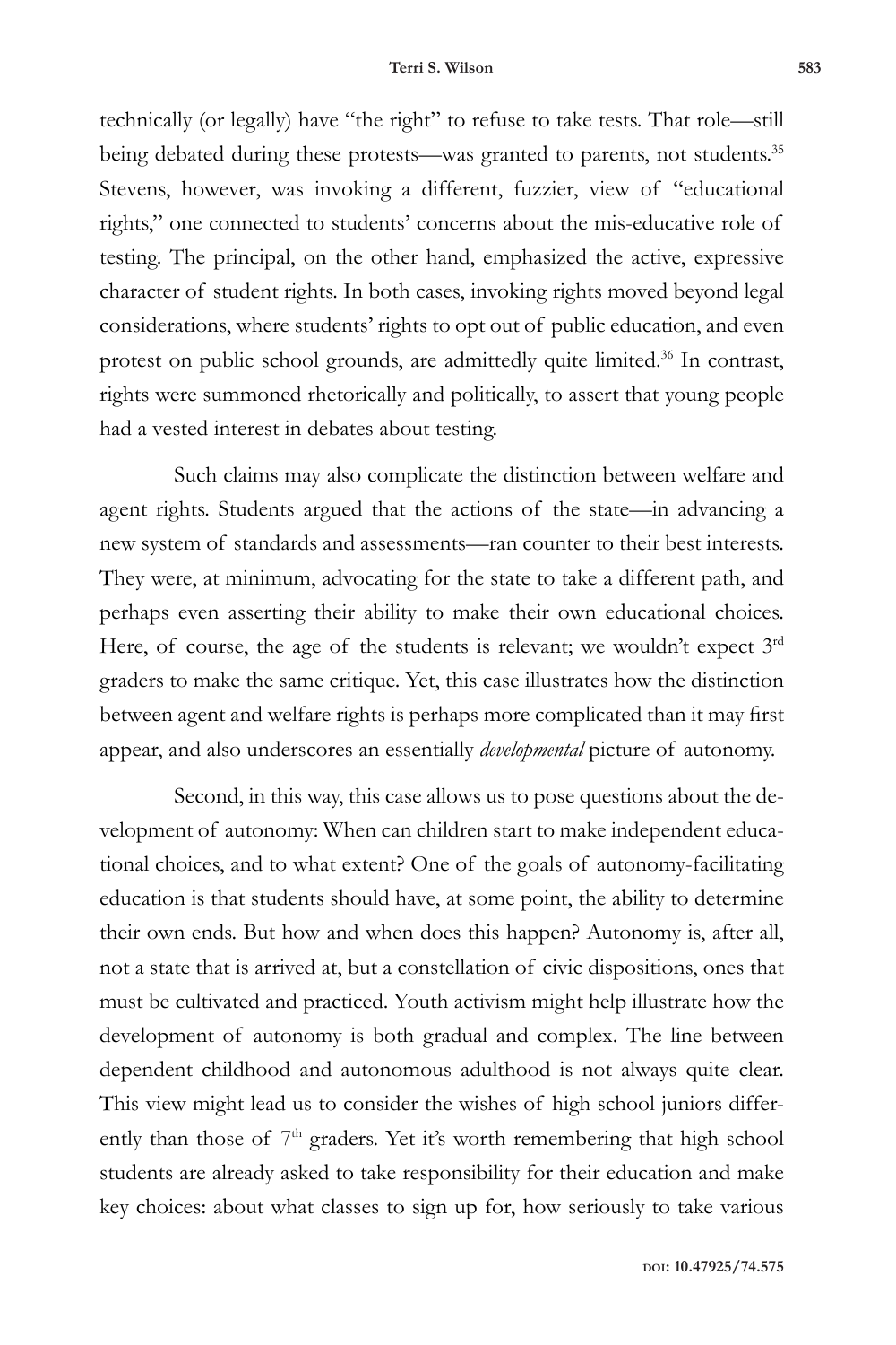technically (or legally) have "the right" to refuse to take tests. That role—still being debated during these protests—was granted to parents, not students.[35] Stevens, however, was invoking a different, fuzzier, view of "educational rights," one connected to students' concerns about the mis-educative role of testing. The principal, on the other hand, emphasized the active, expressive character of student rights. In both cases, invoking rights moved beyond legal considerations, where students' rights to opt out of public education, and even protest on public school grounds, are admittedly quite limited.[36] In contrast, rights were summoned rhetorically and politically, to assert that young people had a vested interest in debates about testing.

Such claims may also complicate the distinction between welfare and agent rights. Students argued that the actions of the state—in advancing a new system of standards and assessments—ran counter to their best interests. They were, at minimum, advocating for the state to take a different path, and perhaps even asserting their ability to make their own educational choices. Here, of course, the age of the students is relevant; we wouldn't expect 3rd graders to make the same critique. Yet, this case illustrates how the distinction between agent and welfare rights is perhaps more complicated than it may first appear, and also underscores an essentially *developmental* picture of autonomy.

Second, in this way, this case allows us to pose questions about the development of autonomy: When can children start to make independent educational choices, and to what extent? One of the goals of autonomy-facilitating education is that students should have, at some point, the ability to determine their own ends. But how and when does this happen? Autonomy is, after all, not a state that is arrived at, but a constellation of civic dispositions, ones that must be cultivated and practiced. Youth activism might help illustrate how the development of autonomy is both gradual and complex. The line between dependent childhood and autonomous adulthood is not always quite clear. This view might lead us to consider the wishes of high school juniors differently than those of 7th graders. Yet it's worth remembering that high school students are already asked to take responsibility for their education and make key choices: about what classes to sign up for, how seriously to take various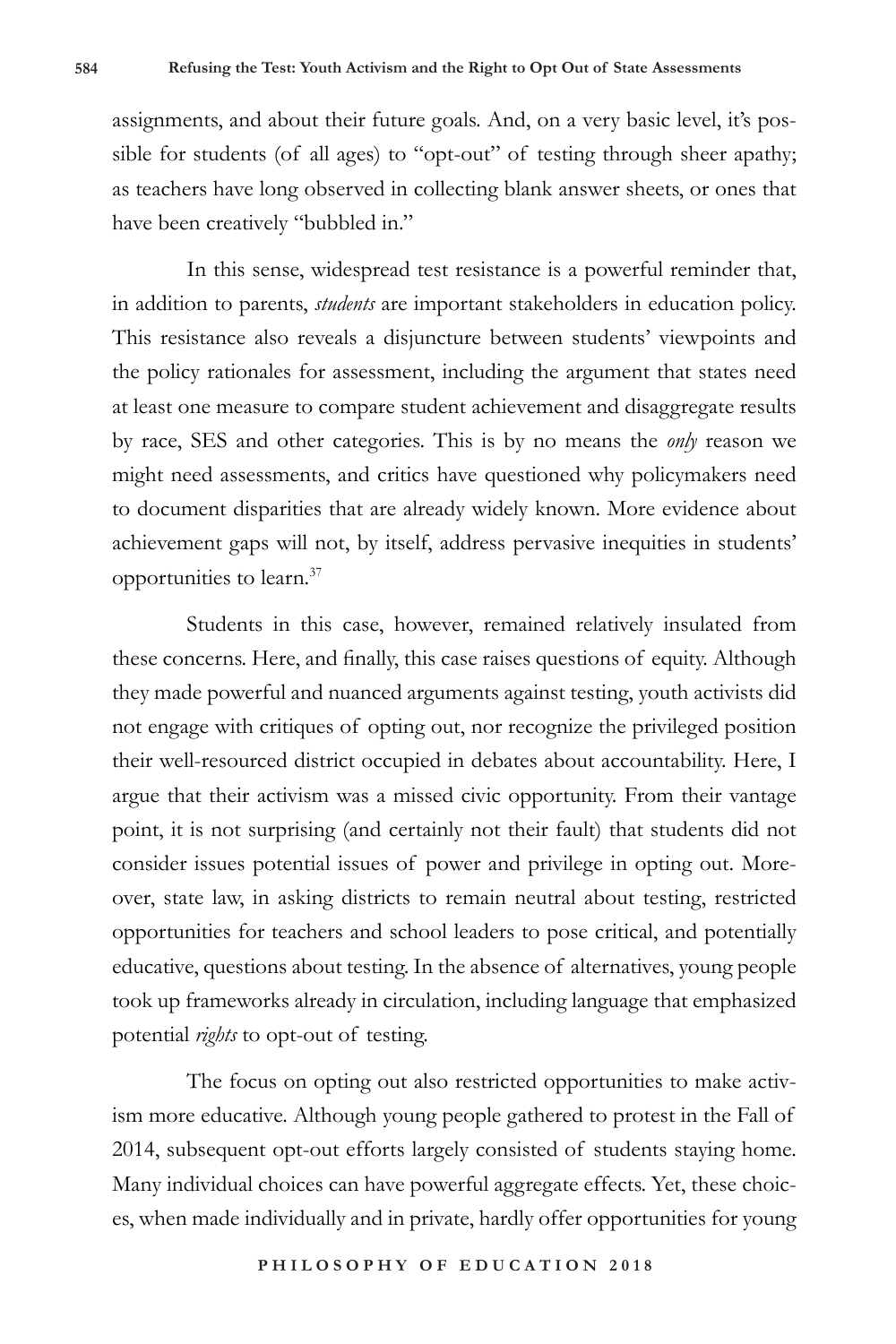assignments, and about their future goals. And, on a very basic level, it's possible for students (of all ages) to "opt-out" of testing through sheer apathy; as teachers have long observed in collecting blank answer sheets, or ones that have been creatively "bubbled in."

In this sense, widespread test resistance is a powerful reminder that, in addition to parents, *students* are important stakeholders in education policy. This resistance also reveals a disjuncture between students' viewpoints and the policy rationales for assessment, including the argument that states need at least one measure to compare student achievement and disaggregate results by race, SES and other categories. This is by no means the *only* reason we might need assessments, and critics have questioned why policymakers need to document disparities that are already widely known. More evidence about achievement gaps will not, by itself, address pervasive inequities in students' opportunities to learn.[37]

Students in this case, however, remained relatively insulated from these concerns. Here, and finally, this case raises questions of equity. Although they made powerful and nuanced arguments against testing, youth activists did not engage with critiques of opting out, nor recognize the privileged position their well-resourced district occupied in debates about accountability. Here, I argue that their activism was a missed civic opportunity. From their vantage point, it is not surprising (and certainly not their fault) that students did not consider issues potential issues of power and privilege in opting out. Moreover, state law, in asking districts to remain neutral about testing, restricted opportunities for teachers and school leaders to pose critical, and potentially educative, questions about testing. In the absence of alternatives, young people took up frameworks already in circulation, including language that emphasized potential *rights* to opt-out of testing.

The focus on opting out also restricted opportunities to make activism more educative. Although young people gathered to protest in the Fall of 2014, subsequent opt-out efforts largely consisted of students staying home. Many individual choices can have powerful aggregate effects. Yet, these choices, when made individually and in private, hardly offer opportunities for young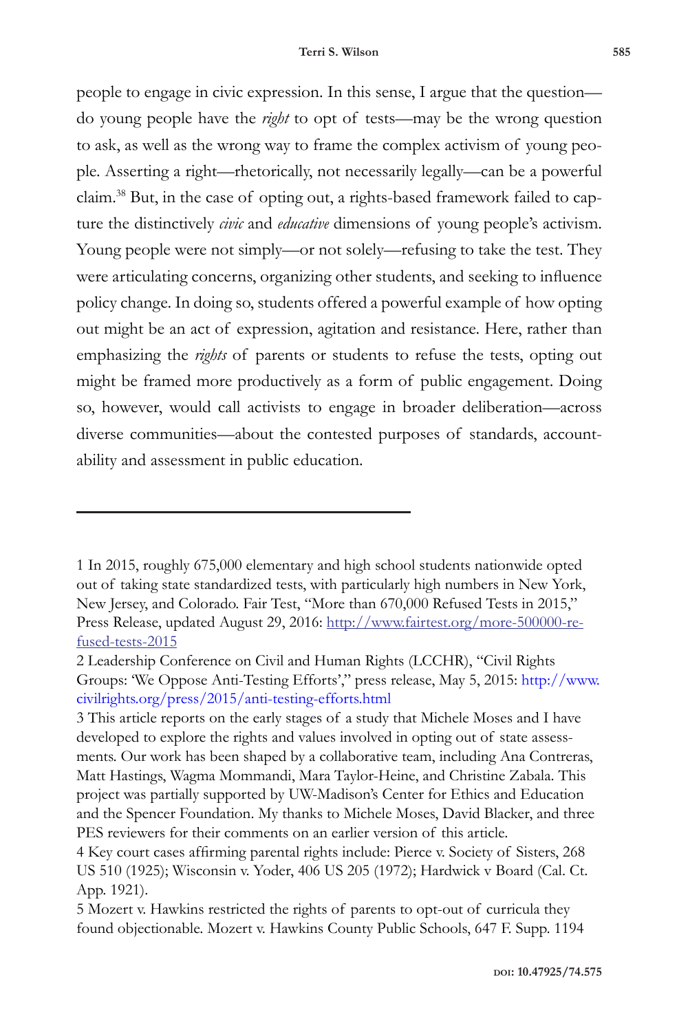people to engage in civic expression. In this sense, I argue that the question—do young people have the *right* to opt of tests—may be the wrong question to ask, as well as the wrong way to frame the complex activism of young people. Asserting a right—rhetorically, not necessarily legally—can be a powerful claim.[38] But, in the case of opting out, a rights-based framework failed to capture the distinctively *civic* and *educative* dimensions of young people's activism. Young people were not simply—or not solely—refusing to take the test. They were articulating concerns, organizing other students, and seeking to influence policy change. In doing so, students offered a powerful example of how opting out might be an act of expression, agitation and resistance. Here, rather than emphasizing the *rights* of parents or students to refuse the tests, opting out might be framed more productively as a form of public engagement. Doing so, however, would call activists to engage in broader deliberation—across diverse communities—about the contested purposes of standards, accountability and assessment in public education.

---

1 In 2015, roughly 675,000 elementary and high school students nationwide opted out of taking state standardized tests, with particularly high numbers in New York, New Jersey, and Colorado. Fair Test, "More than 670,000 Refused Tests in 2015," Press Release, updated August 29, 2016: http://www.fairtest.org/more-500000-refused-tests-2015

2 Leadership Conference on Civil and Human Rights (LCCHR), "Civil Rights Groups: 'We Oppose Anti-Testing Efforts'," press release, May 5, 2015: http://www.civilrights.org/press/2015/anti-testing-efforts.html

3 This article reports on the early stages of a study that Michele Moses and I have developed to explore the rights and values involved in opting out of state assessments. Our work has been shaped by a collaborative team, including Ana Contreras, Matt Hastings, Wagma Mommandi, Mara Taylor-Heine, and Christine Zabala. This project was partially supported by UW-Madison's Center for Ethics and Education and the Spencer Foundation. My thanks to Michele Moses, David Blacker, and three PES reviewers for their comments on an earlier version of this article.

4 Key court cases affirming parental rights include: Pierce v. Society of Sisters, 268 US 510 (1925); Wisconsin v. Yoder, 406 US 205 (1972); Hardwick v Board (Cal. Ct. App. 1921).

5 Mozert v. Hawkins restricted the rights of parents to opt-out of curricula they found objectionable. Mozert v. Hawkins County Public Schools, 647 F. Supp. 1194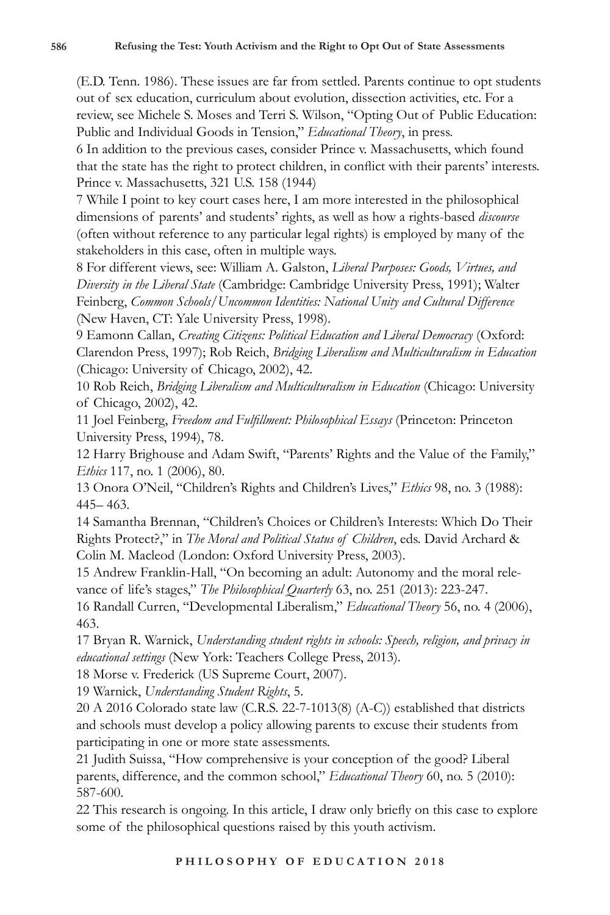(E.D. Tenn. 1986). These issues are far from settled. Parents continue to opt students out of sex education, curriculum about evolution, dissection activities, etc. For a review, see Michele S. Moses and Terri S. Wilson, "Opting Out of Public Education: Public and Individual Goods in Tension," *Educational Theory*, in press.

6 In addition to the previous cases, consider Prince v. Massachusetts, which found that the state has the right to protect children, in conflict with their parents' interests. Prince v. Massachusetts, 321 U.S. 158 (1944)

7 While I point to key court cases here, I am more interested in the philosophical dimensions of parents' and students' rights, as well as how a rights-based *discourse* (often without reference to any particular legal rights) is employed by many of the stakeholders in this case, often in multiple ways.

8 For different views, see: William A. Galston, *Liberal Purposes: Goods, Virtues, and Diversity in the Liberal State* (Cambridge: Cambridge University Press, 1991); Walter Feinberg, *Common Schools/Uncommon Identities: National Unity and Cultural Difference* (New Haven, CT: Yale University Press, 1998).

9 Eamonn Callan, *Creating Citizens: Political Education and Liberal Democracy* (Oxford: Clarendon Press, 1997); Rob Reich, *Bridging Liberalism and Multiculturalism in Education* (Chicago: University of Chicago, 2002), 42.

10 Rob Reich, *Bridging Liberalism and Multiculturalism in Education* (Chicago: University of Chicago, 2002), 42.

11 Joel Feinberg, *Freedom and Fulfillment: Philosophical Essays* (Princeton: Princeton University Press, 1994), 78.

12 Harry Brighouse and Adam Swift, "Parents' Rights and the Value of the Family," *Ethics* 117, no. 1 (2006), 80.

13 Onora O'Neil, "Children's Rights and Children's Lives," *Ethics* 98, no. 3 (1988): 445– 463.

14 Samantha Brennan, "Children's Choices or Children's Interests: Which Do Their Rights Protect?," in *The Moral and Political Status of Children*, eds. David Archard & Colin M. Macleod (London: Oxford University Press, 2003).

15 Andrew Franklin-Hall, "On becoming an adult: Autonomy and the moral relevance of life's stages," *The Philosophical Quarterly* 63, no. 251 (2013): 223-247.

16 Randall Curren, "Developmental Liberalism," *Educational Theory* 56, no. 4 (2006), 463.

17 Bryan R. Warnick, *Understanding student rights in schools: Speech, religion, and privacy in educational settings* (New York: Teachers College Press, 2013).

18 Morse v. Frederick (US Supreme Court, 2007).

19 Warnick, *Understanding Student Rights*, 5.

20 A 2016 Colorado state law (C.R.S. 22-7-1013(8) (A-C)) established that districts and schools must develop a policy allowing parents to excuse their students from participating in one or more state assessments.

21 Judith Suissa, "How comprehensive is your conception of the good? Liberal parents, difference, and the common school," *Educational Theory* 60, no. 5 (2010): 587-600.

22 This research is ongoing. In this article, I draw only briefly on this case to explore some of the philosophical questions raised by this youth activism.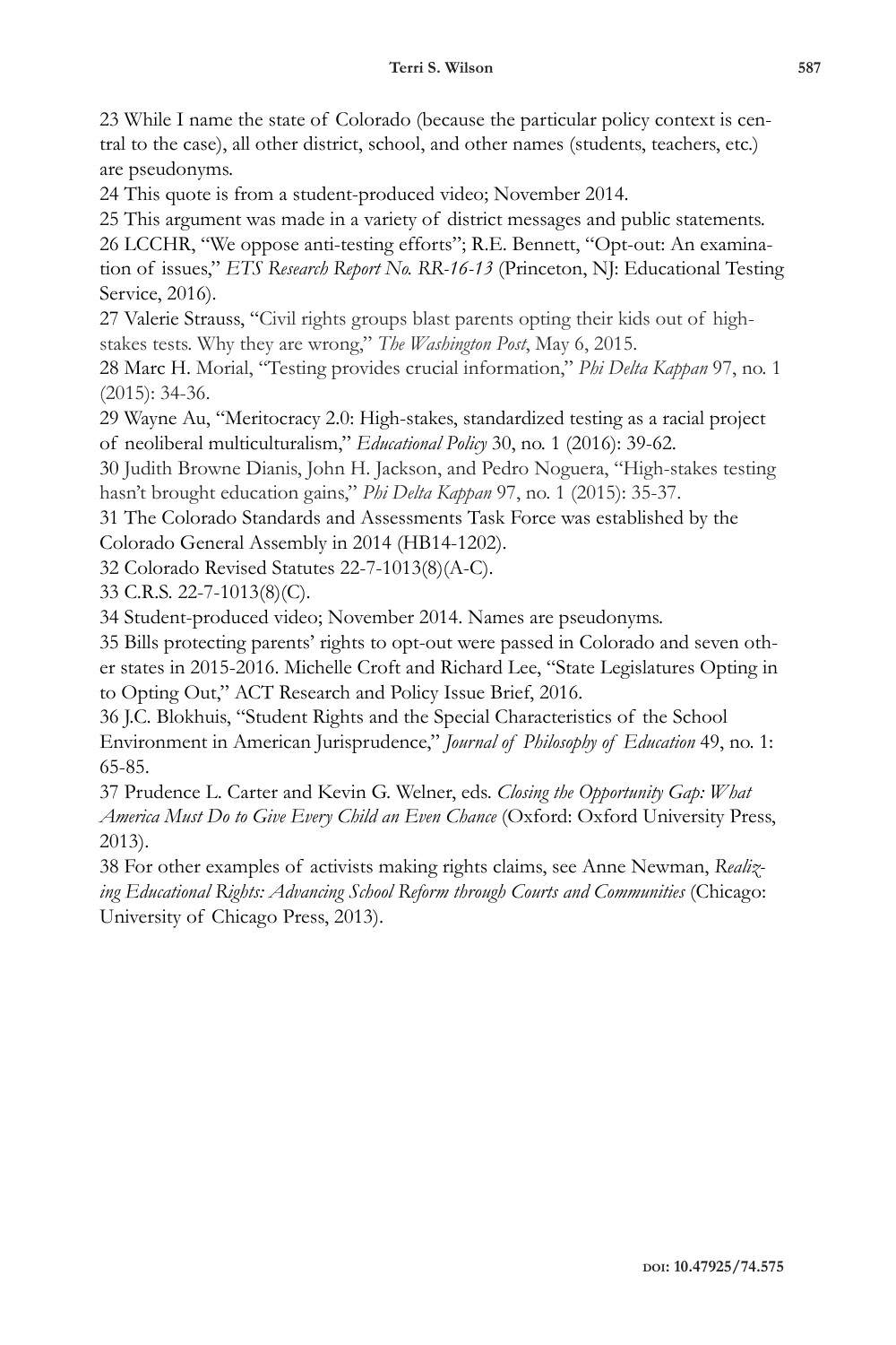23 While I name the state of Colorado (because the particular policy context is central to the case), all other district, school, and other names (students, teachers, etc.) are pseudonyms.

24 This quote is from a student-produced video; November 2014.

25 This argument was made in a variety of district messages and public statements.

26 LCCHR, "We oppose anti-testing efforts"; R.E. Bennett, "Opt-out: An examination of issues," *ETS Research Report No. RR-16-13* (Princeton, NJ: Educational Testing Service, 2016).

27 Valerie Strauss, "Civil rights groups blast parents opting their kids out of high-stakes tests. Why they are wrong," *The Washington Post*, May 6, 2015.

28 Marc H. Morial, "Testing provides crucial information," *Phi Delta Kappan* 97, no. 1 (2015): 34-36.

29 Wayne Au, "Meritocracy 2.0: High-stakes, standardized testing as a racial project of neoliberal multiculturalism," *Educational Policy* 30, no. 1 (2016): 39-62.

30 Judith Browne Dianis, John H. Jackson, and Pedro Noguera, "High-stakes testing hasn't brought education gains," *Phi Delta Kappan* 97, no. 1 (2015): 35-37.

31 The Colorado Standards and Assessments Task Force was established by the Colorado General Assembly in 2014 (HB14-1202).

32 Colorado Revised Statutes 22-7-1013(8)(A-C).

33 C.R.S. 22-7-1013(8)(C).

34 Student-produced video; November 2014. Names are pseudonyms.

35 Bills protecting parents' rights to opt-out were passed in Colorado and seven other states in 2015-2016. Michelle Croft and Richard Lee, "State Legislatures Opting in to Opting Out," ACT Research and Policy Issue Brief, 2016.

36 J.C. Blokhuis, "Student Rights and the Special Characteristics of the School Environment in American Jurisprudence," *Journal of Philosophy of Education* 49, no. 1: 65-85.

37 Prudence L. Carter and Kevin G. Welner, eds. *Closing the Opportunity Gap: What America Must Do to Give Every Child an Even Chance* (Oxford: Oxford University Press, 2013).

38 For other examples of activists making rights claims, see Anne Newman, *Realizing Educational Rights: Advancing School Reform through Courts and Communities* (Chicago: University of Chicago Press, 2013).